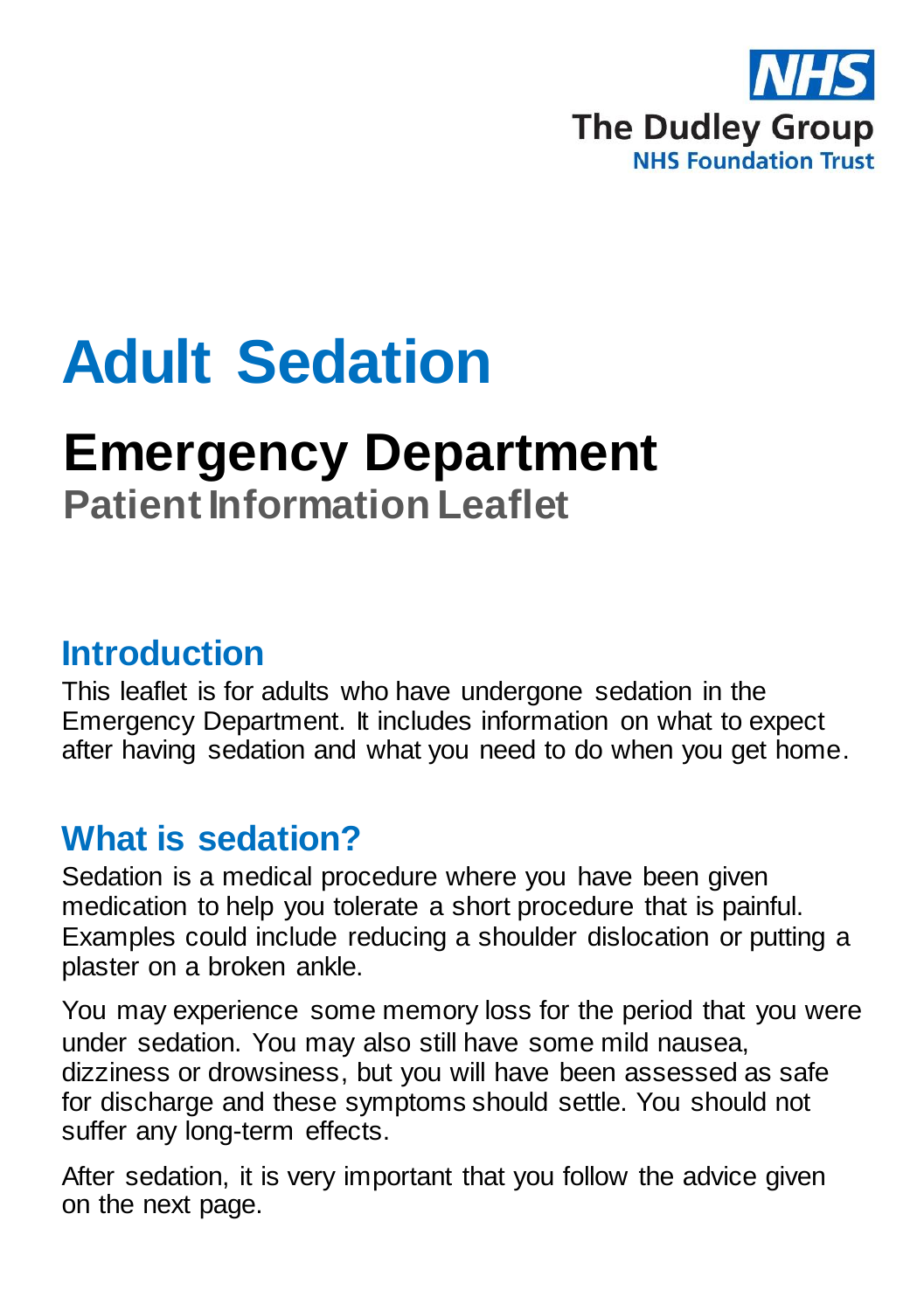NHS
The Dudley Group
NHS Foundation Trust

# Adult Sedation

## Emergency Department

**Patient Information Leaflet**

## Introduction

This leaflet is for adults who have undergone sedation in the Emergency Department. It includes information on what to expect after having sedation and what you need to do when you get home.

## What is sedation?

Sedation is a medical procedure where you have been given medication to help you tolerate a short procedure that is painful. Examples could include reducing a shoulder dislocation or putting a plaster on a broken ankle.

You may experience some memory loss for the period that you were under sedation. You may also still have some mild nausea, dizziness or drowsiness, but you will have been assessed as safe for discharge and these symptoms should settle. You should not suffer any long-term effects.

After sedation, it is very important that you follow the advice given on the next page.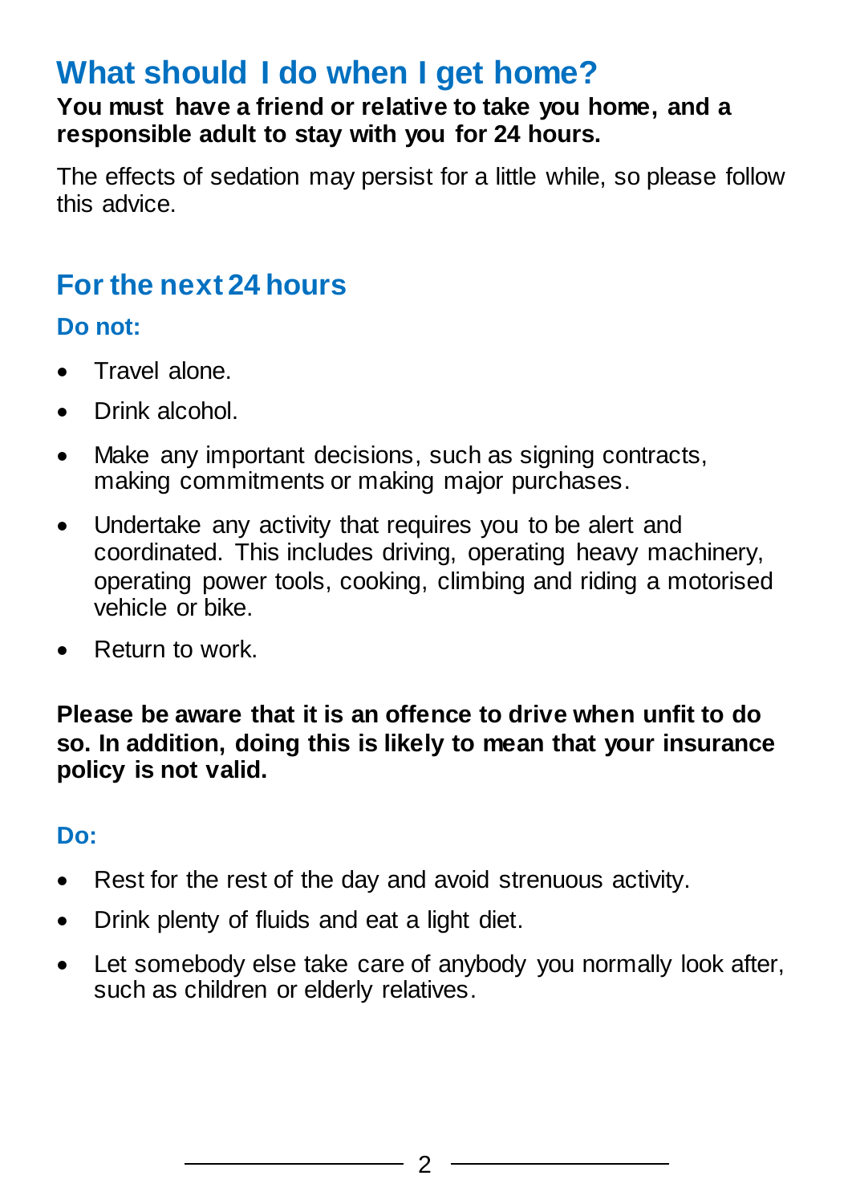## What should I do when I get home?

**You must have a friend or relative to take you home, and a responsible adult to stay with you for 24 hours.**

The effects of sedation may persist for a little while, so please follow this advice.

## For the next 24 hours

### Do not:

- Travel alone.
- Drink alcohol.
- Make any important decisions, such as signing contracts, making commitments or making major purchases.
- Undertake any activity that requires you to be alert and coordinated. This includes driving, operating heavy machinery, operating power tools, cooking, climbing and riding a motorised vehicle or bike.
- Return to work.

**Please be aware that it is an offence to drive when unfit to do so. In addition, doing this is likely to mean that your insurance policy is not valid.**

### Do:

- Rest for the rest of the day and avoid strenuous activity.
- Drink plenty of fluids and eat a light diet.
- Let somebody else take care of anybody you normally look after, such as children or elderly relatives.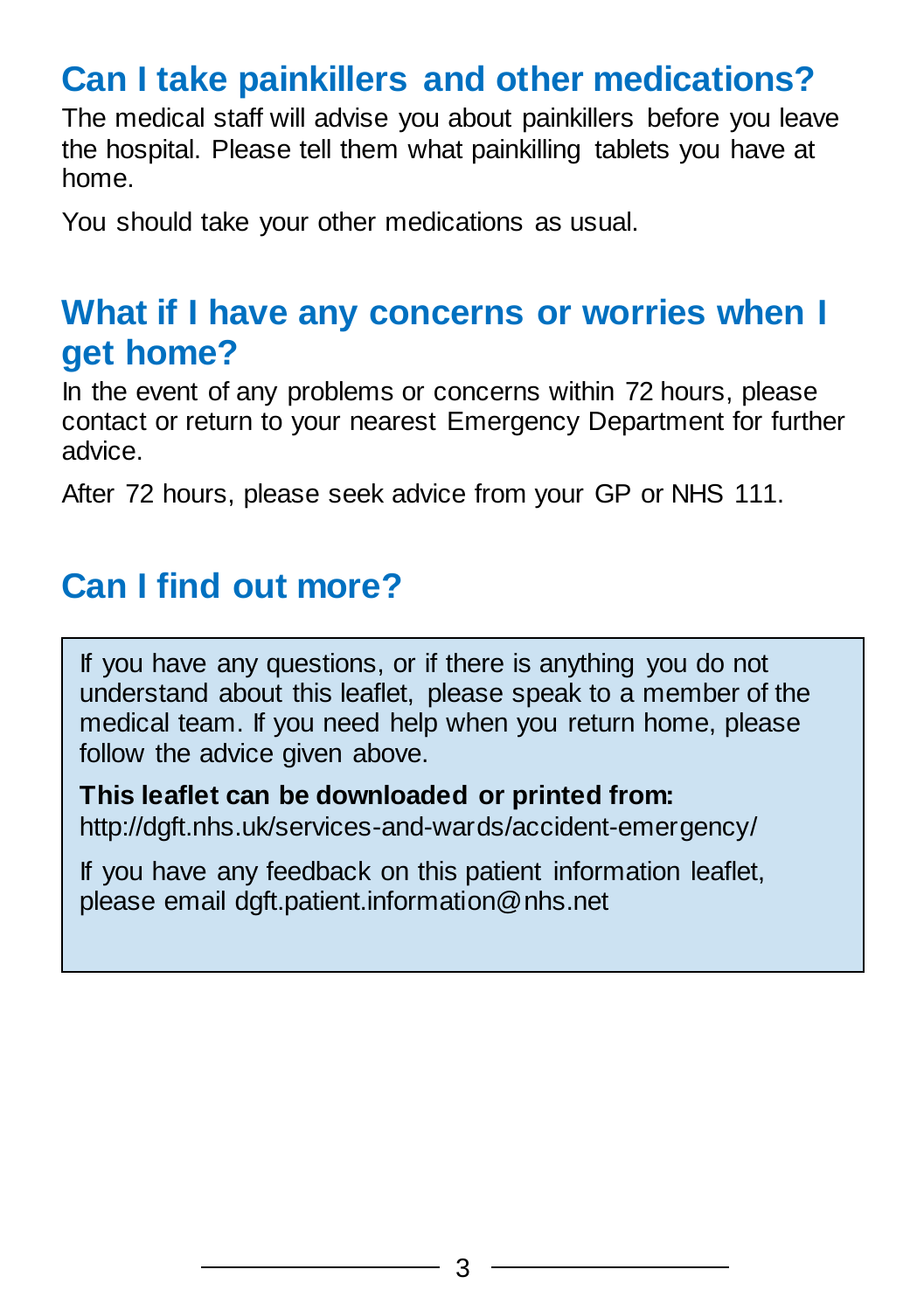## Can I take painkillers and other medications?

The medical staff will advise you about painkillers before you leave the hospital. Please tell them what painkilling tablets you have at home.

You should take your other medications as usual.

## What if I have any concerns or worries when I get home?

In the event of any problems or concerns within 72 hours, please contact or return to your nearest Emergency Department for further advice.

After 72 hours, please seek advice from your GP or NHS 111.

## Can I find out more?

If you have any questions, or if there is anything you do not understand about this leaflet, please speak to a member of the medical team. If you need help when you return home, please follow the advice given above.

**This leaflet can be downloaded or printed from:**
http://dgft.nhs.uk/services-and-wards/accident-emergency/

If you have any feedback on this patient information leaflet, please email dgft.patient.information@nhs.net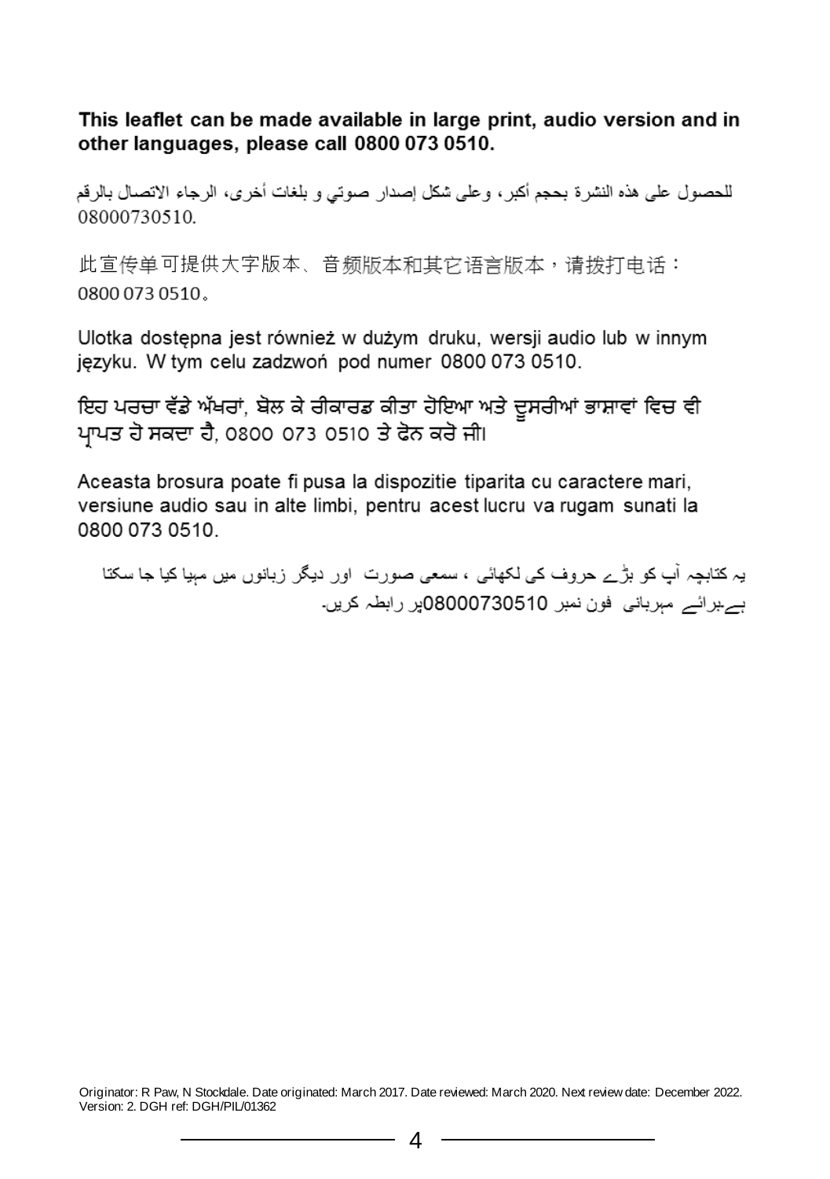**This leaflet can be made available in large print, audio version and in other languages, please call 0800 073 0510.**

للحصول على هذه النشرة بحجم أكبر، وعلى شكل إصدار صوتي و بلغات أخرى، الرجاء الاتصال بالرقم 08000730510.

此宣传单可提供大字版本、音频版本和其它语言版本，请拨打电话：0800 073 0510。

Ulotka dostępna jest również w dużym druku, wersji audio lub w innym języku. W tym celu zadzwoń pod numer 0800 073 0510.

ਇਹ ਪਰਚਾ ਵੱਡੇ ਅੱਖਰਾਂ, ਬੋਲ ਕੇ ਰੀਕਾਰਡ ਕੀਤਾ ਹੋਇਆ ਅਤੇ ਦੂਸਰੀਆਂ ਭਾਸ਼ਾਵਾਂ ਵਿਚ ਵੀ ਪ੍ਰਾਪਤ ਹੋ ਸਕਦਾ ਹੈ, 0800 073 0510 ਤੇ ਫੋਨ ਕਰੋ ਜੀ।

Aceasta brosura poate fi pusa la dispozitie tiparita cu caractere mari, versiune audio sau in alte limbi, pentru acest lucru va rugam sunati la 0800 073 0510.

یہ کتابچہ آپ کو بڑے حروف کی لکھائی ، سمعی صورت اور دیگر زبانوں میں مہیا کیا جا سکتا ہے۔برائے مہربانی فون نمبر 08000730510پر رابطہ کریں۔

Originator: R Paw, N Stockdale. Date originated: March 2017. Date reviewed: March 2020. Next review date: December 2022. Version: 2. DGH ref: DGH/PIL/01362